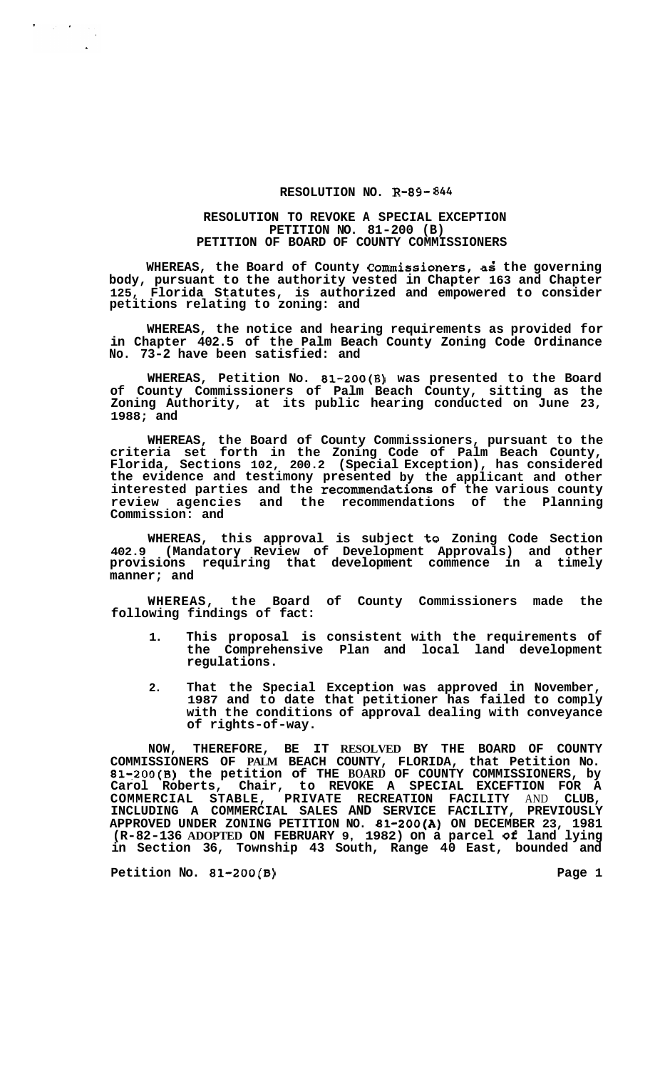# RESOLUTION NO. R-89-844

## RESOLUTION TO REVOKE A SPECIAL EXCEPTION
## PETITION NO. 81-200 (B)
## PETITION OF BOARD OF COUNTY COMMISSIONERS

**WHEREAS, the Board of County Commissioners, as the governing body, pursuant to the authority vested in Chapter 163 and Chapter 125, Florida Statutes, is authorized and empowered to consider petitions relating to zoning: and**

**WHEREAS, the notice and hearing requirements as provided for in Chapter 402.5 of the Palm Beach County Zoning Code Ordinance No. 73-2 have been satisfied: and**

**WHEREAS, Petition No. 81-200(B) was presented to the Board of County Commissioners of Palm Beach County, sitting as the Zoning Authority, at its public hearing conducted on June 23, 1988; and**

**WHEREAS, the Board of County Commissioners, pursuant to the criteria set forth in the Zoning Code of Palm Beach County, Florida, Sections 102, 200.2 (Special Exception), has considered the evidence and testimony presented by the applicant and other interested parties and the recommendations of the various county review agencies and the recommendations of the Planning Commission: and**

**WHEREAS, this approval is subject to Zoning Code Section 402.9 (Mandatory Review of Development Approvals) and other provisions requiring that development commence in a timely manner; and**

**WHEREAS, the Board of County Commissioners made the following findings of fact:**

1. **This proposal is consistent with the requirements of the Comprehensive Plan and local land development regulations.**
2. **That the Special Exception was approved in November, 1987 and to date that petitioner has failed to comply with the conditions of approval dealing with conveyance of rights-of-way.**

**NOW, THEREFORE, BE IT RESOLVED BY THE BOARD OF COUNTY COMMISSIONERS OF PALM BEACH COUNTY, FLORIDA, that Petition No. 81-200(B) the petition of THE BOARD OF COUNTY COMMISSIONERS, by Carol Roberts, Chair, to REVOKE A SPECIAL EXCEPTION FOR A COMMERCIAL STABLE, PRIVATE RECREATION FACILITY AND CLUB, INCLUDING A COMMERCIAL SALES AND SERVICE FACILITY, PREVIOUSLY APPROVED UNDER ZONING PETITION NO. 81-200(A) ON DECEMBER 23, 1981 (R-82-136 ADOPTED ON FEBRUARY 9, 1982) on a parcel of land lying in Section 36, Township 43 South, Range 40 East, bounded and**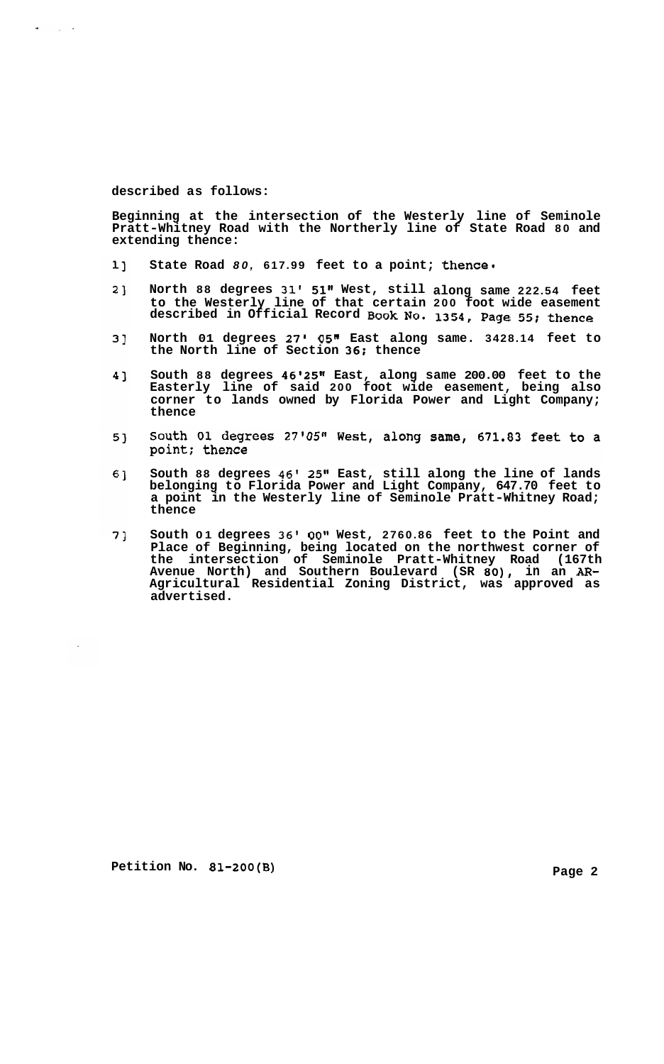described as follows:

Beginning at the intersection of the Westerly line of Seminole Pratt-Whitney Road with the Northerly line of State Road 80 and extending thence:

1] State Road *80*, 617.99 feet to a point; thence.

2] North 88 degrees 31' 51" West, still along same 222.54 feet to the Westerly line of that certain 200 foot wide easement described in Official Record Book No. 1354, Page 55; thence

3] North 01 degrees 27' 05" East along same. 3428.14 feet to the North line of Section 36; thence

4] South 88 degrees 46'25" East, along same 200.00 feet to the Easterly line of said 200 foot wide easement, being also corner to lands owned by Florida Power and Light Company; thence

5] South 01 degrees 27'05" West, along same, 671.83 feet to a point; thence

6] South 88 degrees 46' 25" East, still along the line of lands belonging to Florida Power and Light Company, 647.70 feet to a point in the Westerly line of Seminole Pratt-Whitney Road; thence

7] South 01 degrees 36' 00" West, 2760.86 feet to the Point and Place of Beginning, being located on the northwest corner of the intersection of Seminole Pratt-Whitney Road (167th Avenue North) and Southern Boulevard (SR 80), in an AR-Agricultural Residential Zoning District, was approved as advertised.

Petition No. 81-200(B)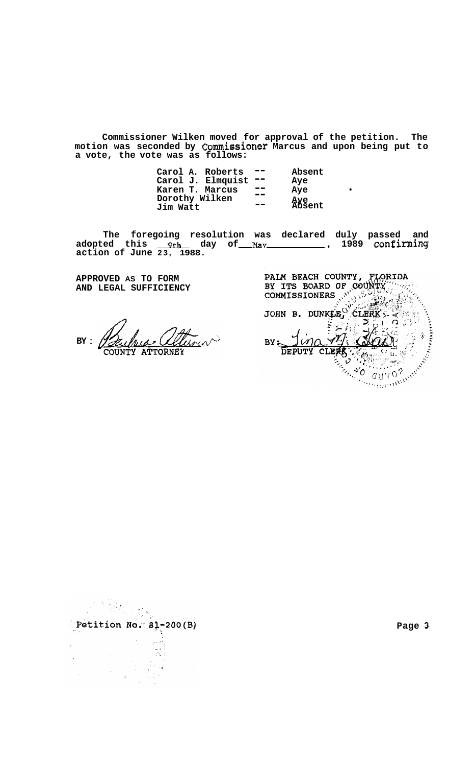Commissioner Wilken moved for approval of the petition. The motion was seconded by Commissioner Marcus and upon being put to a vote, the vote was as follows:

| | | |
|---|---|---|
| Carol A. Roberts | -- | Absent |
| Carol J. Elmquist | -- | Aye |
| Karen T. Marcus | -- | Aye |
| Dorothy Wilken | -- | Aye |
| Jim Watt | -- | Absent |

The foregoing resolution was declared duly passed and adopted this 9th day of May, 1989 confirming action of June 23, 1988.

APPROVED AS TO FORM
AND LEGAL SUFFICIENCY

BY: _______________
COUNTY ATTORNEY

PALM BEACH COUNTY, FLORIDA
BY ITS BOARD OF COUNTY
COMMISSIONERS

JOHN B. DUNKLE, CLERK

BY: _______________
DEPUTY CLERK

Petition No. 81-200(B)